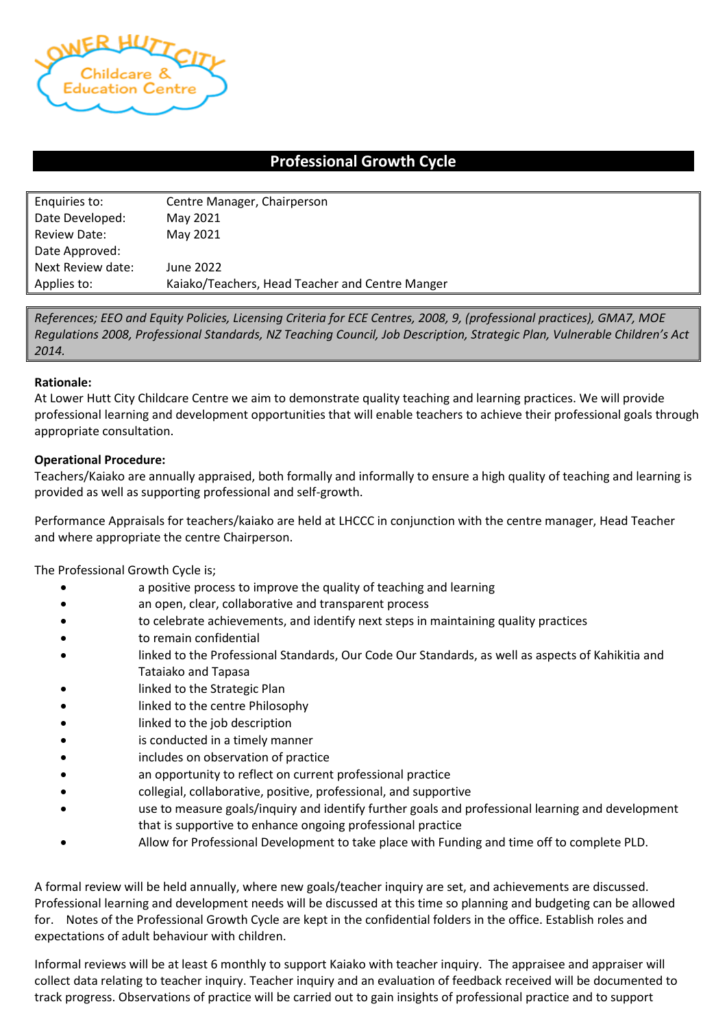# Professional Growth Cycle

| | |
|---|---|
| Enquiries to: | Centre Manager, Chairperson |
| Date Developed: | May 2021 |
| Review Date: | May 2021 |
| Date Approved: | |
| Next Review date: | June 2022 |
| Applies to: | Kaiako/Teachers, Head Teacher and Centre Manger |

*References; EEO and Equity Policies, Licensing Criteria for ECE Centres, 2008, 9, (professional practices), GMA7, MOE Regulations 2008, Professional Standards, NZ Teaching Council, Job Description, Strategic Plan, Vulnerable Children's Act 2014.*

**Rationale:**
At Lower Hutt City Childcare Centre we aim to demonstrate quality teaching and learning practices. We will provide professional learning and development opportunities that will enable teachers to achieve their professional goals through appropriate consultation.

**Operational Procedure:**
Teachers/Kaiako are annually appraised, both formally and informally to ensure a high quality of teaching and learning is provided as well as supporting professional and self-growth.

Performance Appraisals for teachers/kaiako are held at LHCCC in conjunction with the centre manager, Head Teacher and where appropriate the centre Chairperson.

The Professional Growth Cycle is;

- a positive process to improve the quality of teaching and learning
- an open, clear, collaborative and transparent process
- to celebrate achievements, and identify next steps in maintaining quality practices
- to remain confidential
- linked to the Professional Standards, Our Code Our Standards, as well as aspects of Kahikitia and Tataiako and Tapasa
- linked to the Strategic Plan
- linked to the centre Philosophy
- linked to the job description
- is conducted in a timely manner
- includes on observation of practice
- an opportunity to reflect on current professional practice
- collegial, collaborative, positive, professional, and supportive
- use to measure goals/inquiry and identify further goals and professional learning and development that is supportive to enhance ongoing professional practice
- Allow for Professional Development to take place with Funding and time off to complete PLD.

A formal review will be held annually, where new goals/teacher inquiry are set, and achievements are discussed. Professional learning and development needs will be discussed at this time so planning and budgeting can be allowed for. Notes of the Professional Growth Cycle are kept in the confidential folders in the office. Establish roles and expectations of adult behaviour with children.

Informal reviews will be at least 6 monthly to support Kaiako with teacher inquiry. The appraisee and appraiser will collect data relating to teacher inquiry. Teacher inquiry and an evaluation of feedback received will be documented to track progress. Observations of practice will be carried out to gain insights of professional practice and to support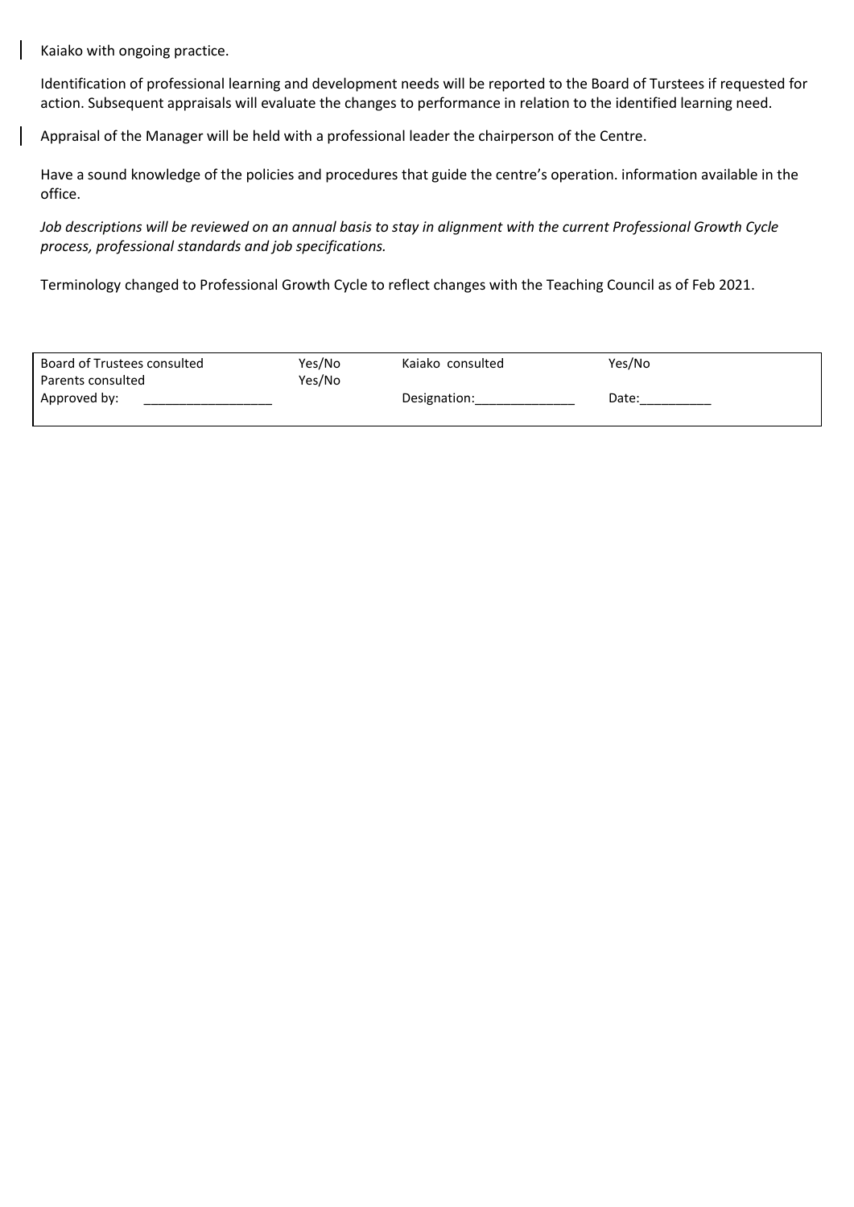Kaiako with ongoing practice.

Identification of professional learning and development needs will be reported to the Board of Turstees if requested for action. Subsequent appraisals will evaluate the changes to performance in relation to the identified learning need.

Appraisal of the Manager will be held with a professional leader the chairperson of the Centre.

Have a sound knowledge of the policies and procedures that guide the centre's operation. information available in the office.

*Job descriptions will be reviewed on an annual basis to stay in alignment with the current Professional Growth Cycle process, professional standards and job specifications.*

Terminology changed to Professional Growth Cycle to reflect changes with the Teaching Council as of Feb 2021.

| | | | |
|---|---|---|---|
| Board of Trustees consulted | Yes/No | Kaiako consulted | Yes/No |
| Parents consulted | Yes/No | | |
| Approved by: __________________ | | Designation:______________ | Date:__________ |